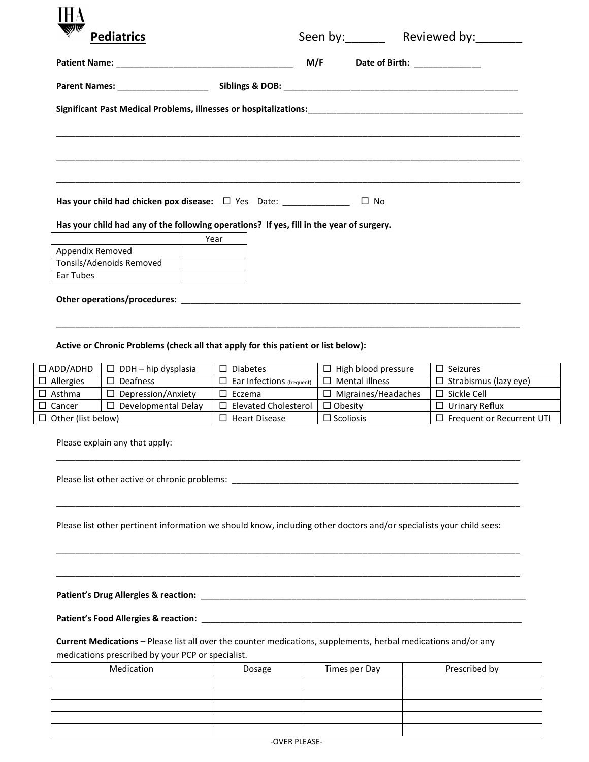# Pediatrics

Seen by:______ Reviewed by:_______

**Patient Name:** ____________________________________ **M/F** **Date of Birth:** _____________

**Parent Names:** ___________________ **Siblings & DOB:** __________________________________________________

**Significant Past Medical Problems, illnesses or hospitalizations:**_______________________________________________

___________________________________________________________________________________________________

___________________________________________________________________________________________________

___________________________________________________________________________________________________

**Has your child had chicken pox disease:** ☐ Yes Date: _____________ ☐ No

**Has your child had any of the following operations? If yes, fill in the year of surgery.**

| | Year |
|---|---|
| Appendix Removed | |
| Tonsils/Adenoids Removed | |
| Ear Tubes | |

**Other operations/procedures:** ________________________________________________________________________

___________________________________________________________________________________________________

**Active or Chronic Problems (check all that apply for this patient or list below):**

| | | | | |
|---|---|---|---|---|
| ☐ ADD/ADHD | ☐ DDH – hip dysplasia | ☐ Diabetes | ☐ High blood pressure | ☐ Seizures |
| ☐ Allergies | ☐ Deafness | ☐ Ear Infections (frequent) | ☐ Mental illness | ☐ Strabismus (lazy eye) |
| ☐ Asthma | ☐ Depression/Anxiety | ☐ Eczema | ☐ Migraines/Headaches | ☐ Sickle Cell |
| ☐ Cancer | ☐ Developmental Delay | ☐ Elevated Cholesterol | ☐ Obesity | ☐ Urinary Reflux |
| ☐ Other (list below) | | ☐ Heart Disease | ☐ Scoliosis | ☐ Frequent or Recurrent UTI |

Please explain any that apply:

___________________________________________________________________________________________________

Please list other active or chronic problems: _____________________________________________________________

___________________________________________________________________________________________________

Please list other pertinent information we should know, including other doctors and/or specialists your child sees:

___________________________________________________________________________________________________

___________________________________________________________________________________________________

**Patient's Drug Allergies & reaction:** _________________________________________________________________

**Patient's Food Allergies & reaction:** _________________________________________________________________

**Current Medications** – Please list all over the counter medications, supplements, herbal medications and/or any medications prescribed by your PCP or specialist.

| Medication | Dosage | Times per Day | Prescribed by |
|---|---|---|---|
| | | | |
| | | | |
| | | | |
| | | | |
| | | | |

-OVER PLEASE-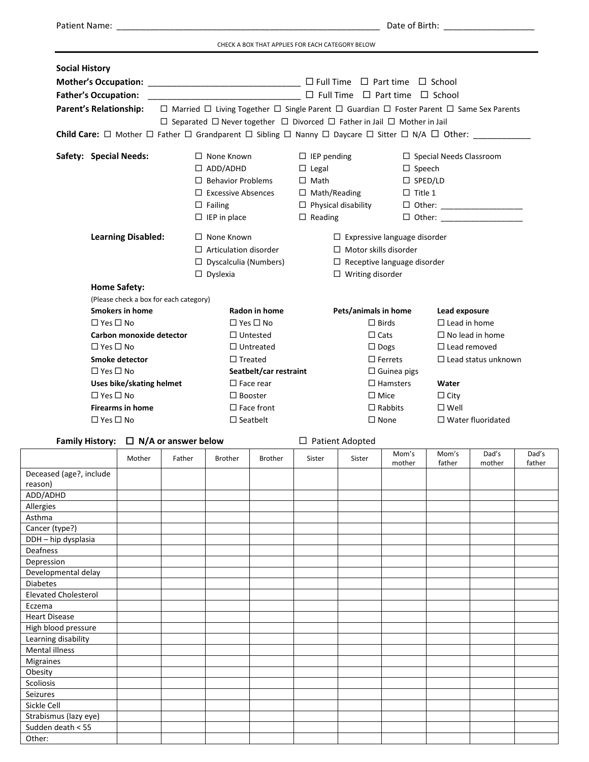Patient Name: ______________________________________________________ Date of Birth: ___________________

CHECK A BOX THAT APPLIES FOR EACH CATEGORY BELOW

**Social History**

**Mother's Occupation:** ______________________________ ☐ Full Time ☐ Part time ☐ School

**Father's Occupation:** ______________________________ ☐ Full Time ☐ Part time ☐ School

**Parent's Relationship:** ☐ Married ☐ Living Together ☐ Single Parent ☐ Guardian ☐ Foster Parent ☐ Same Sex Parents ☐ Separated ☐ Never together ☐ Divorced ☐ Father in Jail ☐ Mother in Jail

**Child Care:** ☐ Mother ☐ Father ☐ Grandparent ☐ Sibling ☐ Nanny ☐ Daycare ☐ Sitter ☐ N/A ☐ Other: ____________

**Safety: Special Needs:**

☐ None Known
☐ ADD/ADHD
☐ Behavior Problems
☐ Excessive Absences
☐ Failing
☐ IEP in place
☐ IEP pending
☐ Legal
☐ Math
☐ Math/Reading
☐ Physical disability
☐ Reading
☐ Special Needs Classroom
☐ Speech
☐ SPED/LD
☐ Title 1
☐ Other: ___________________
☐ Other: ___________________

**Learning Disabled:**

☐ None Known
☐ Articulation disorder
☐ Dyscalculia (Numbers)
☐ Dyslexia
☐ Expressive language disorder
☐ Motor skills disorder
☐ Receptive language disorder
☐ Writing disorder

**Home Safety:**

(Please check a box for each category)

**Smokers in home**
☐ Yes ☐ No

**Carbon monoxide detector**
☐ Yes ☐ No

**Smoke detector**
☐ Yes ☐ No

**Uses bike/skating helmet**
☐ Yes ☐ No

**Firearms in home**
☐ Yes ☐ No

**Radon in home**
☐ Yes ☐ No
☐ Untested
☐ Untreated
☐ Treated

**Seatbelt/car restraint**
☐ Face rear
☐ Booster
☐ Face front
☐ Seatbelt

**Pets/animals in home**
☐ Birds
☐ Cats
☐ Dogs
☐ Ferrets
☐ Guinea pigs
☐ Hamsters
☐ Mice
☐ Rabbits
☐ None

**Lead exposure**
☐ Lead in home
☐ No lead in home
☐ Lead removed
☐ Lead status unknown

**Water**
☐ City
☐ Well
☐ Water fluoridated

**Family History:** ☐ **N/A or answer below** ☐ Patient Adopted

| | Mother | Father | Brother | Brother | Sister | Sister | Mom's mother | Mom's father | Dad's mother | Dad's father |
|---|---|---|---|---|---|---|---|---|---|---|
| Deceased (age?, include reason) | | | | | | | | | | |
| ADD/ADHD | | | | | | | | | | |
| Allergies | | | | | | | | | | |
| Asthma | | | | | | | | | | |
| Cancer (type?) | | | | | | | | | | |
| DDH – hip dysplasia | | | | | | | | | | |
| Deafness | | | | | | | | | | |
| Depression | | | | | | | | | | |
| Developmental delay | | | | | | | | | | |
| Diabetes | | | | | | | | | | |
| Elevated Cholesterol | | | | | | | | | | |
| Eczema | | | | | | | | | | |
| Heart Disease | | | | | | | | | | |
| High blood pressure | | | | | | | | | | |
| Learning disability | | | | | | | | | | |
| Mental illness | | | | | | | | | | |
| Migraines | | | | | | | | | | |
| Obesity | | | | | | | | | | |
| Scoliosis | | | | | | | | | | |
| Seizures | | | | | | | | | | |
| Sickle Cell | | | | | | | | | | |
| Strabismus (lazy eye) | | | | | | | | | | |
| Sudden death < 55 | | | | | | | | | | |
| Other: | | | | | | | | | | |